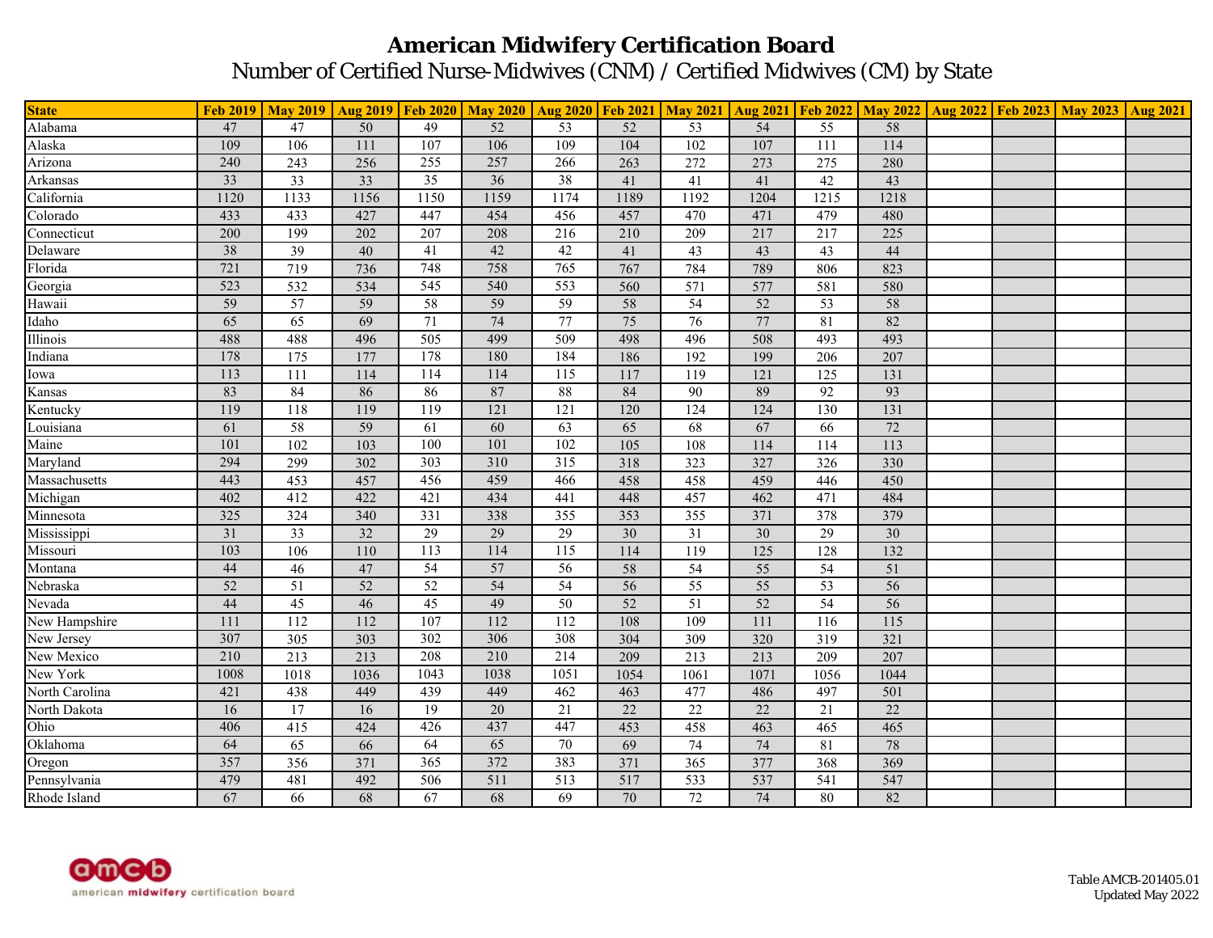# American Midwifery Certification Board

## Number of Certified Nurse-Midwives (CNM) / Certified Midwives (CM) by State

| State | Feb 2019 | May 2019 | Aug 2019 | Feb 2020 | May 2020 | Aug 2020 | Feb 2021 | May 2021 | Aug 2021 | Feb 2022 | May 2022 | Aug 2022 | Feb 2023 | May 2023 | Aug 2021 |
|---|---|---|---|---|---|---|---|---|---|---|---|---|---|---|---|
| Alabama | 47 | 47 | 50 | 49 | 52 | 53 | 52 | 53 | 54 | 55 | 58 | | | | |
| Alaska | 109 | 106 | 111 | 107 | 106 | 109 | 104 | 102 | 107 | 111 | 114 | | | | |
| Arizona | 240 | 243 | 256 | 255 | 257 | 266 | 263 | 272 | 273 | 275 | 280 | | | | |
| Arkansas | 33 | 33 | 33 | 35 | 36 | 38 | 41 | 41 | 41 | 42 | 43 | | | | |
| California | 1120 | 1133 | 1156 | 1150 | 1159 | 1174 | 1189 | 1192 | 1204 | 1215 | 1218 | | | | |
| Colorado | 433 | 433 | 427 | 447 | 454 | 456 | 457 | 470 | 471 | 479 | 480 | | | | |
| Connecticut | 200 | 199 | 202 | 207 | 208 | 216 | 210 | 209 | 217 | 217 | 225 | | | | |
| Delaware | 38 | 39 | 40 | 41 | 42 | 42 | 41 | 43 | 43 | 43 | 44 | | | | |
| Florida | 721 | 719 | 736 | 748 | 758 | 765 | 767 | 784 | 789 | 806 | 823 | | | | |
| Georgia | 523 | 532 | 534 | 545 | 540 | 553 | 560 | 571 | 577 | 581 | 580 | | | | |
| Hawaii | 59 | 57 | 59 | 58 | 59 | 59 | 58 | 54 | 52 | 53 | 58 | | | | |
| Idaho | 65 | 65 | 69 | 71 | 74 | 77 | 75 | 76 | 77 | 81 | 82 | | | | |
| Illinois | 488 | 488 | 496 | 505 | 499 | 509 | 498 | 496 | 508 | 493 | 493 | | | | |
| Indiana | 178 | 175 | 177 | 178 | 180 | 184 | 186 | 192 | 199 | 206 | 207 | | | | |
| Iowa | 113 | 111 | 114 | 114 | 114 | 115 | 117 | 119 | 121 | 125 | 131 | | | | |
| Kansas | 83 | 84 | 86 | 86 | 87 | 88 | 84 | 90 | 89 | 92 | 93 | | | | |
| Kentucky | 119 | 118 | 119 | 119 | 121 | 121 | 120 | 124 | 124 | 130 | 131 | | | | |
| Louisiana | 61 | 58 | 59 | 61 | 60 | 63 | 65 | 68 | 67 | 66 | 72 | | | | |
| Maine | 101 | 102 | 103 | 100 | 101 | 102 | 105 | 108 | 114 | 114 | 113 | | | | |
| Maryland | 294 | 299 | 302 | 303 | 310 | 315 | 318 | 323 | 327 | 326 | 330 | | | | |
| Massachusetts | 443 | 453 | 457 | 456 | 459 | 466 | 458 | 458 | 459 | 446 | 450 | | | | |
| Michigan | 402 | 412 | 422 | 421 | 434 | 441 | 448 | 457 | 462 | 471 | 484 | | | | |
| Minnesota | 325 | 324 | 340 | 331 | 338 | 355 | 353 | 355 | 371 | 378 | 379 | | | | |
| Mississippi | 31 | 33 | 32 | 29 | 29 | 29 | 30 | 31 | 30 | 29 | 30 | | | | |
| Missouri | 103 | 106 | 110 | 113 | 114 | 115 | 114 | 119 | 125 | 128 | 132 | | | | |
| Montana | 44 | 46 | 47 | 54 | 57 | 56 | 58 | 54 | 55 | 54 | 51 | | | | |
| Nebraska | 52 | 51 | 52 | 52 | 54 | 54 | 56 | 55 | 55 | 53 | 56 | | | | |
| Nevada | 44 | 45 | 46 | 45 | 49 | 50 | 52 | 51 | 52 | 54 | 56 | | | | |
| New Hampshire | 111 | 112 | 112 | 107 | 112 | 112 | 108 | 109 | 111 | 116 | 115 | | | | |
| New Jersey | 307 | 305 | 303 | 302 | 306 | 308 | 304 | 309 | 320 | 319 | 321 | | | | |
| New Mexico | 210 | 213 | 213 | 208 | 210 | 214 | 209 | 213 | 213 | 209 | 207 | | | | |
| New York | 1008 | 1018 | 1036 | 1043 | 1038 | 1051 | 1054 | 1061 | 1071 | 1056 | 1044 | | | | |
| North Carolina | 421 | 438 | 449 | 439 | 449 | 462 | 463 | 477 | 486 | 497 | 501 | | | | |
| North Dakota | 16 | 17 | 16 | 19 | 20 | 21 | 22 | 22 | 22 | 21 | 22 | | | | |
| Ohio | 406 | 415 | 424 | 426 | 437 | 447 | 453 | 458 | 463 | 465 | 465 | | | | |
| Oklahoma | 64 | 65 | 66 | 64 | 65 | 70 | 69 | 74 | 74 | 81 | 78 | | | | |
| Oregon | 357 | 356 | 371 | 365 | 372 | 383 | 371 | 365 | 377 | 368 | 369 | | | | |
| Pennsylvania | 479 | 481 | 492 | 506 | 511 | 513 | 517 | 533 | 537 | 541 | 547 | | | | |
| Rhode Island | 67 | 66 | 68 | 67 | 68 | 69 | 70 | 72 | 74 | 80 | 82 | | | | |

american midwifery certification board

Table AMCB-201405.01
Updated May 2022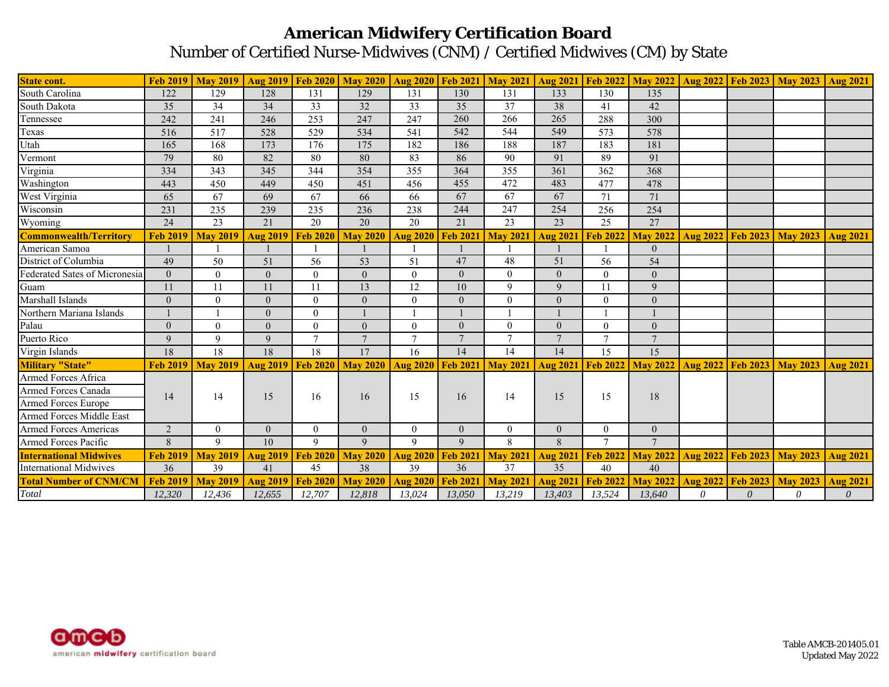# American Midwifery Certification Board

Number of Certified Nurse-Midwives (CNM) / Certified Midwives (CM) by State

| State cont. | Feb 2019 | May 2019 | Aug 2019 | Feb 2020 | May 2020 | Aug 2020 | Feb 2021 | May 2021 | Aug 2021 | Feb 2022 | May 2022 | Aug 2022 | Feb 2023 | May 2023 | Aug 2021 |
|---|---|---|---|---|---|---|---|---|---|---|---|---|---|---|---|
| South Carolina | 122 | 129 | 128 | 131 | 129 | 131 | 130 | 131 | 133 | 130 | 135 | | | | |
| South Dakota | 35 | 34 | 34 | 33 | 32 | 33 | 35 | 37 | 38 | 41 | 42 | | | | |
| Tennessee | 242 | 241 | 246 | 253 | 247 | 247 | 260 | 266 | 265 | 288 | 300 | | | | |
| Texas | 516 | 517 | 528 | 529 | 534 | 541 | 542 | 544 | 549 | 573 | 578 | | | | |
| Utah | 165 | 168 | 173 | 176 | 175 | 182 | 186 | 188 | 187 | 183 | 181 | | | | |
| Vermont | 79 | 80 | 82 | 80 | 80 | 83 | 86 | 90 | 91 | 89 | 91 | | | | |
| Virginia | 334 | 343 | 345 | 344 | 354 | 355 | 364 | 355 | 361 | 362 | 368 | | | | |
| Washington | 443 | 450 | 449 | 450 | 451 | 456 | 455 | 472 | 483 | 477 | 478 | | | | |
| West Virginia | 65 | 67 | 69 | 67 | 66 | 66 | 67 | 67 | 67 | 71 | 71 | | | | |
| Wisconsin | 231 | 235 | 239 | 235 | 236 | 238 | 244 | 247 | 254 | 256 | 254 | | | | |
| Wyoming | 24 | 23 | 21 | 20 | 20 | 20 | 21 | 23 | 23 | 25 | 27 | | | | |
| **Commonwealth/Territory** | **Feb 2019** | **May 2019** | **Aug 2019** | **Feb 2020** | **May 2020** | **Aug 2020** | **Feb 2021** | **May 2021** | **Aug 2021** | **Feb 2022** | **May 2022** | **Aug 2022** | **Feb 2023** | **May 2023** | **Aug 2021** |
| American Samoa | 1 | 1 | 1 | 1 | 1 | 1 | 1 | 1 | 1 | 1 | 0 | | | | |
| District of Columbia | 49 | 50 | 51 | 56 | 53 | 51 | 47 | 48 | 51 | 56 | 54 | | | | |
| Federated Sates of Micronesia | 0 | 0 | 0 | 0 | 0 | 0 | 0 | 0 | 0 | 0 | 0 | | | | |
| Guam | 11 | 11 | 11 | 11 | 13 | 12 | 10 | 9 | 9 | 11 | 9 | | | | |
| Marshall Islands | 0 | 0 | 0 | 0 | 0 | 0 | 0 | 0 | 0 | 0 | 0 | | | | |
| Northern Mariana Islands | 1 | 1 | 0 | 0 | 1 | 1 | 1 | 1 | 1 | 1 | 1 | | | | |
| Palau | 0 | 0 | 0 | 0 | 0 | 0 | 0 | 0 | 0 | 0 | 0 | | | | |
| Puerto Rico | 9 | 9 | 9 | 7 | 7 | 7 | 7 | 7 | 7 | 7 | 7 | | | | |
| Virgin Islands | 18 | 18 | 18 | 18 | 17 | 16 | 14 | 14 | 14 | 15 | 15 | | | | |
| **Military "State"** | **Feb 2019** | **May 2019** | **Aug 2019** | **Feb 2020** | **May 2020** | **Aug 2020** | **Feb 2021** | **May 2021** | **Aug 2021** | **Feb 2022** | **May 2022** | **Aug 2022** | **Feb 2023** | **May 2023** | **Aug 2021** |
| Armed Forces Africa / Armed Forces Canada / Armed Forces Europe / Armed Forces Middle East | 14 | 14 | 15 | 16 | 16 | 15 | 16 | 14 | 15 | 15 | 18 | | | | |
| Armed Forces Americas | 2 | 0 | 0 | 0 | 0 | 0 | 0 | 0 | 0 | 0 | 0 | | | | |
| Armed Forces Pacific | 8 | 9 | 10 | 9 | 9 | 9 | 9 | 8 | 8 | 7 | 7 | | | | |
| **International Midwives** | **Feb 2019** | **May 2019** | **Aug 2019** | **Feb 2020** | **May 2020** | **Aug 2020** | **Feb 2021** | **May 2021** | **Aug 2021** | **Feb 2022** | **May 2022** | **Aug 2022** | **Feb 2023** | **May 2023** | **Aug 2021** |
| International Midwives | 36 | 39 | 41 | 45 | 38 | 39 | 36 | 37 | 35 | 40 | 40 | | | | |
| **Total Number of CNM/CM** | **Feb 2019** | **May 2019** | **Aug 2019** | **Feb 2020** | **May 2020** | **Aug 2020** | **Feb 2021** | **May 2021** | **Aug 2021** | **Feb 2022** | **May 2022** | **Aug 2022** | **Feb 2023** | **May 2023** | **Aug 2021** |
| *Total* | *12,320* | *12,436* | *12,655* | *12,707* | *12,818* | *13,024* | *13,050* | *13,219* | *13,403* | *13,524* | *13,640* | *0* | *0* | *0* | *0* |

american midwifery certification board

Table AMCB-201405.01
Updated May 2022